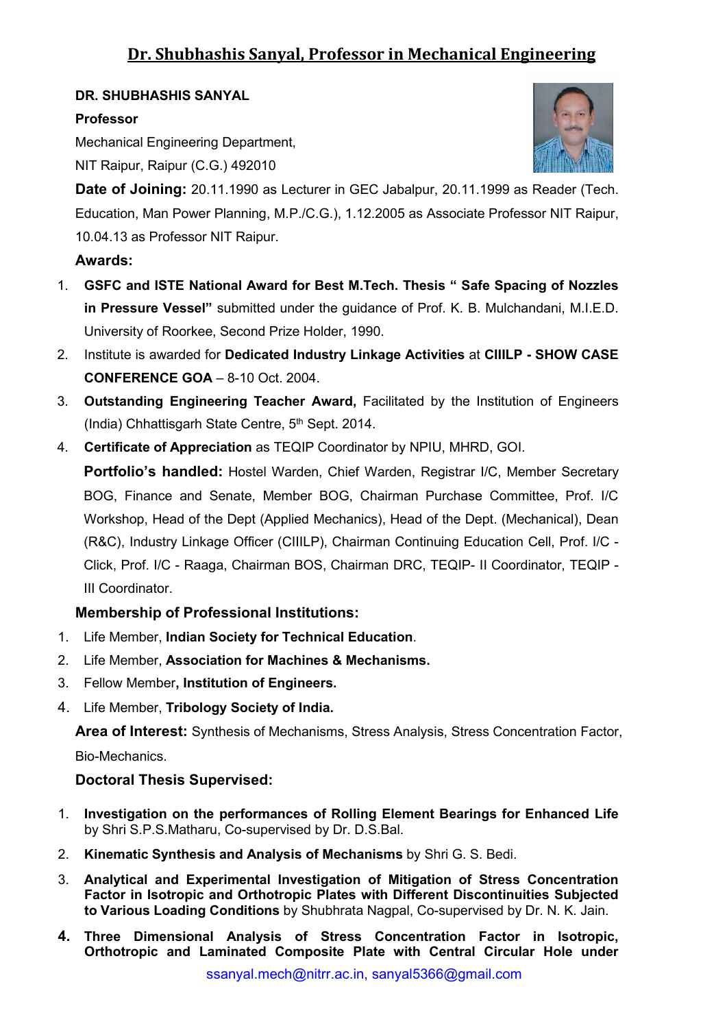# Dr. Shubhashis Sanyal, Professor in Mechanical Engineering

**DR. SHUBHASHIS SANYAL**

**Professor**

Mechanical Engineering Department,

NIT Raipur, Raipur (C.G.) 492010

**Date of Joining:** 20.11.1990 as Lecturer in GEC Jabalpur, 20.11.1999 as Reader (Tech. Education, Man Power Planning, M.P./C.G.), 1.12.2005 as Associate Professor NIT Raipur, 10.04.13 as Professor NIT Raipur.

**Awards:**

1. **GSFC and ISTE National Award for Best M.Tech. Thesis " Safe Spacing of Nozzles in Pressure Vessel"** submitted under the guidance of Prof. K. B. Mulchandani, M.I.E.D. University of Roorkee, Second Prize Holder, 1990.
2. Institute is awarded for **Dedicated Industry Linkage Activities** at **CIIILP - SHOW CASE CONFERENCE GOA** – 8-10 Oct. 2004.
3. **Outstanding Engineering Teacher Award,** Facilitated by the Institution of Engineers (India) Chhattisgarh State Centre, 5th Sept. 2014.
4. **Certificate of Appreciation** as TEQIP Coordinator by NPIU, MHRD, GOI.

**Portfolio's handled:** Hostel Warden, Chief Warden, Registrar I/C, Member Secretary BOG, Finance and Senate, Member BOG, Chairman Purchase Committee, Prof. I/C Workshop, Head of the Dept (Applied Mechanics), Head of the Dept. (Mechanical), Dean (R&C), Industry Linkage Officer (CIIILP), Chairman Continuing Education Cell, Prof. I/C - Click, Prof. I/C - Raaga, Chairman BOS, Chairman DRC, TEQIP- II Coordinator, TEQIP - III Coordinator.

**Membership of Professional Institutions:**

1. Life Member, **Indian Society for Technical Education**.
2. Life Member, **Association for Machines & Mechanisms.**
3. Fellow Member**, Institution of Engineers.**
4. Life Member, **Tribology Society of India.**

**Area of Interest:** Synthesis of Mechanisms, Stress Analysis, Stress Concentration Factor, Bio-Mechanics.

**Doctoral Thesis Supervised:**

1. **Investigation on the performances of Rolling Element Bearings for Enhanced Life** by Shri S.P.S.Matharu, Co-supervised by Dr. D.S.Bal.
2. **Kinematic Synthesis and Analysis of Mechanisms** by Shri G. S. Bedi.
3. **Analytical and Experimental Investigation of Mitigation of Stress Concentration Factor in Isotropic and Orthotropic Plates with Different Discontinuities Subjected to Various Loading Conditions** by Shubhrata Nagpal, Co-supervised by Dr. N. K. Jain.
4. **Three Dimensional Analysis of Stress Concentration Factor in Isotropic, Orthotropic and Laminated Composite Plate with Central Circular Hole under**

ssanyal.mech@nitrr.ac.in, sanyal5366@gmail.com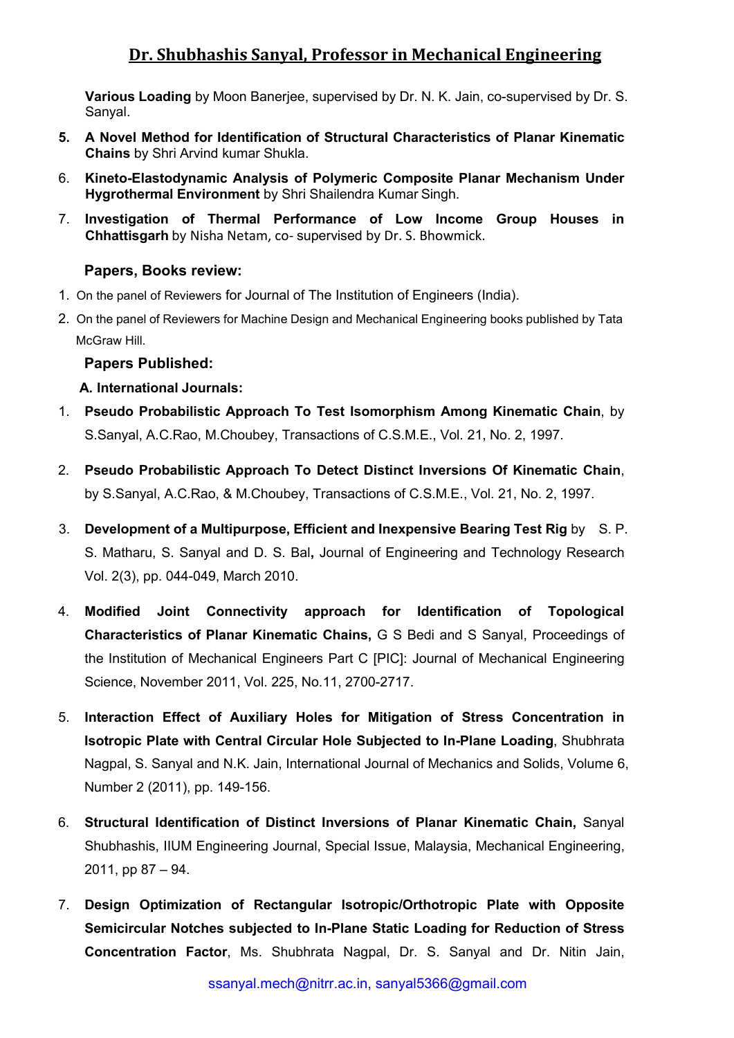**Various Loading** by Moon Banerjee, supervised by Dr. N. K. Jain, co-supervised by Dr. S. Sanyal.

5. **A Novel Method for Identification of Structural Characteristics of Planar Kinematic Chains** by Shri Arvind kumar Shukla.
6. **Kineto-Elastodynamic Analysis of Polymeric Composite Planar Mechanism Under Hygrothermal Environment** by Shri Shailendra Kumar Singh.
7. **Investigation of Thermal Performance of Low Income Group Houses in Chhattisgarh** by Nisha Netam, co- supervised by Dr. S. Bhowmick.

**Papers, Books review:**

1. On the panel of Reviewers for Journal of The Institution of Engineers (India).
2. On the panel of Reviewers for Machine Design and Mechanical Engineering books published by Tata McGraw Hill.

**Papers Published:**

**A. International Journals:**

1. **Pseudo Probabilistic Approach To Test Isomorphism Among Kinematic Chain**, by S.Sanyal, A.C.Rao, M.Choubey, Transactions of C.S.M.E., Vol. 21, No. 2, 1997.
2. **Pseudo Probabilistic Approach To Detect Distinct Inversions Of Kinematic Chain**, by S.Sanyal, A.C.Rao, & M.Choubey, Transactions of C.S.M.E., Vol. 21, No. 2, 1997.
3. **Development of a Multipurpose, Efficient and Inexpensive Bearing Test Rig** by S. P. S. Matharu, S. Sanyal and D. S. Bal**,** Journal of Engineering and Technology Research Vol. 2(3), pp. 044-049, March 2010.
4. **Modified Joint Connectivity approach for Identification of Topological Characteristics of Planar Kinematic Chains,** G S Bedi and S Sanyal, Proceedings of the Institution of Mechanical Engineers Part C [PIC]: Journal of Mechanical Engineering Science, November 2011, Vol. 225, No.11, 2700-2717.
5. **Interaction Effect of Auxiliary Holes for Mitigation of Stress Concentration in Isotropic Plate with Central Circular Hole Subjected to In-Plane Loading**, Shubhrata Nagpal, S. Sanyal and N.K. Jain, International Journal of Mechanics and Solids, Volume 6, Number 2 (2011), pp. 149-156.
6. **Structural Identification of Distinct Inversions of Planar Kinematic Chain,** Sanyal Shubhashis, IIUM Engineering Journal, Special Issue, Malaysia, Mechanical Engineering, 2011, pp 87 – 94.
7. **Design Optimization of Rectangular Isotropic/Orthotropic Plate with Opposite Semicircular Notches subjected to In-Plane Static Loading for Reduction of Stress Concentration Factor**, Ms. Shubhrata Nagpal, Dr. S. Sanyal and Dr. Nitin Jain,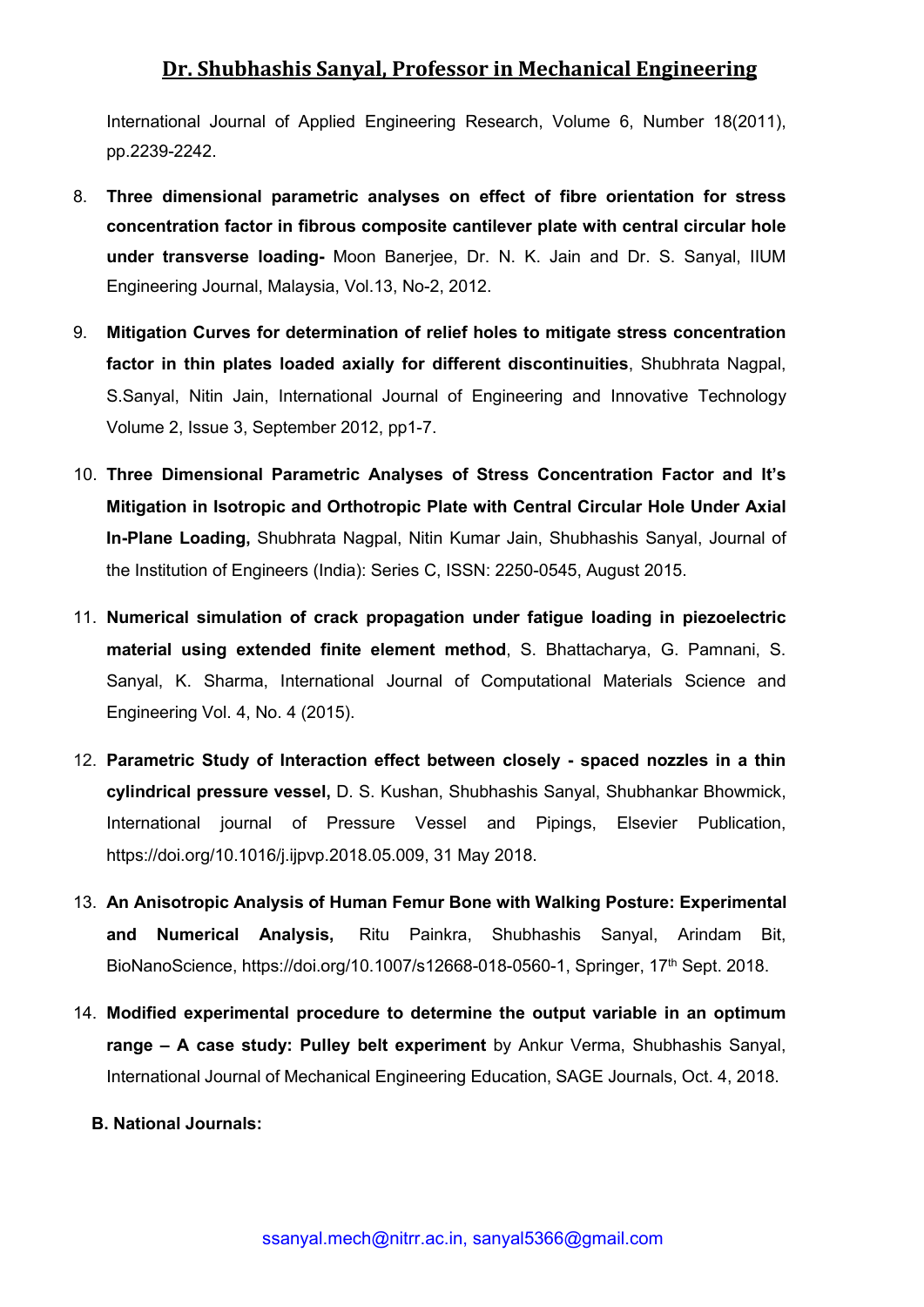International Journal of Applied Engineering Research, Volume 6, Number 18(2011), pp.2239-2242.

8. **Three dimensional parametric analyses on effect of fibre orientation for stress concentration factor in fibrous composite cantilever plate with central circular hole under transverse loading-** Moon Banerjee, Dr. N. K. Jain and Dr. S. Sanyal, IIUM Engineering Journal, Malaysia, Vol.13, No-2, 2012.

9. **Mitigation Curves for determination of relief holes to mitigate stress concentration factor in thin plates loaded axially for different discontinuities**, Shubhrata Nagpal, S.Sanyal, Nitin Jain, International Journal of Engineering and Innovative Technology Volume 2, Issue 3, September 2012, pp1-7.

10. **Three Dimensional Parametric Analyses of Stress Concentration Factor and It's Mitigation in Isotropic and Orthotropic Plate with Central Circular Hole Under Axial In-Plane Loading,** Shubhrata Nagpal, Nitin Kumar Jain, Shubhashis Sanyal, Journal of the Institution of Engineers (India): Series C, ISSN: 2250-0545, August 2015.

11. **Numerical simulation of crack propagation under fatigue loading in piezoelectric material using extended finite element method**, S. Bhattacharya, G. Pamnani, S. Sanyal, K. Sharma, International Journal of Computational Materials Science and Engineering Vol. 4, No. 4 (2015).

12. **Parametric Study of Interaction effect between closely - spaced nozzles in a thin cylindrical pressure vessel,** D. S. Kushan, Shubhashis Sanyal, Shubhankar Bhowmick, International journal of Pressure Vessel and Pipings, Elsevier Publication, https://doi.org/10.1016/j.ijpvp.2018.05.009, 31 May 2018.

13. **An Anisotropic Analysis of Human Femur Bone with Walking Posture: Experimental and Numerical Analysis,** Ritu Painkra, Shubhashis Sanyal, Arindam Bit, BioNanoScience, https://doi.org/10.1007/s12668-018-0560-1, Springer, 17th Sept. 2018.

14. **Modified experimental procedure to determine the output variable in an optimum range – A case study: Pulley belt experiment** by Ankur Verma, Shubhashis Sanyal, International Journal of Mechanical Engineering Education, SAGE Journals, Oct. 4, 2018.

**B. National Journals:**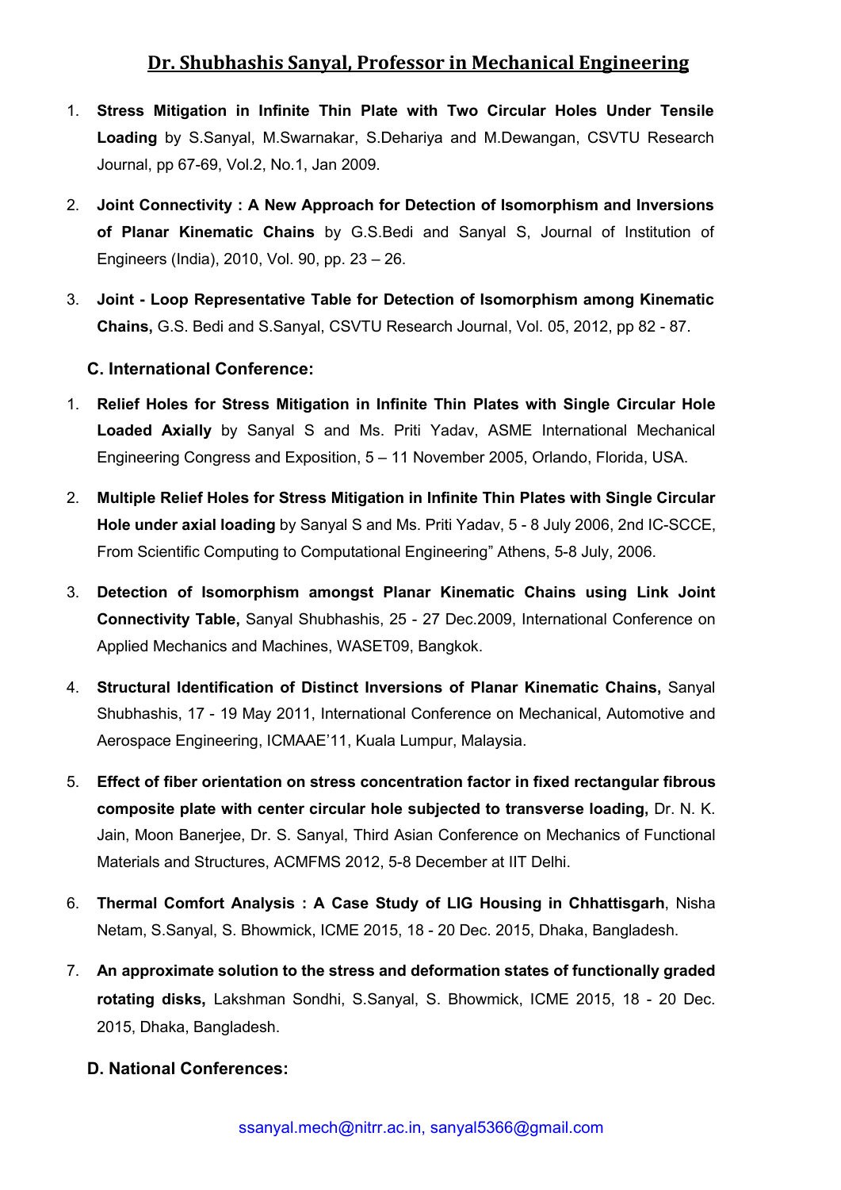# Dr. Shubhashis Sanyal, Professor in Mechanical Engineering

1. **Stress Mitigation in Infinite Thin Plate with Two Circular Holes Under Tensile Loading** by S.Sanyal, M.Swarnakar, S.Dehariya and M.Dewangan, CSVTU Research Journal, pp 67-69, Vol.2, No.1, Jan 2009.

2. **Joint Connectivity : A New Approach for Detection of Isomorphism and Inversions of Planar Kinematic Chains** by G.S.Bedi and Sanyal S, Journal of Institution of Engineers (India), 2010, Vol. 90, pp. 23 – 26.

3. **Joint - Loop Representative Table for Detection of Isomorphism among Kinematic Chains,** G.S. Bedi and S.Sanyal, CSVTU Research Journal, Vol. 05, 2012, pp 82 - 87.

### C. International Conference:

1. **Relief Holes for Stress Mitigation in Infinite Thin Plates with Single Circular Hole Loaded Axially** by Sanyal S and Ms. Priti Yadav, ASME International Mechanical Engineering Congress and Exposition, 5 – 11 November 2005, Orlando, Florida, USA.

2. **Multiple Relief Holes for Stress Mitigation in Infinite Thin Plates with Single Circular Hole under axial loading** by Sanyal S and Ms. Priti Yadav, 5 - 8 July 2006, 2nd IC-SCCE, From Scientific Computing to Computational Engineering" Athens, 5-8 July, 2006.

3. **Detection of Isomorphism amongst Planar Kinematic Chains using Link Joint Connectivity Table,** Sanyal Shubhashis, 25 - 27 Dec.2009, International Conference on Applied Mechanics and Machines, WASET09, Bangkok.

4. **Structural Identification of Distinct Inversions of Planar Kinematic Chains,** Sanyal Shubhashis, 17 - 19 May 2011, International Conference on Mechanical, Automotive and Aerospace Engineering, ICMAAE'11, Kuala Lumpur, Malaysia.

5. **Effect of fiber orientation on stress concentration factor in fixed rectangular fibrous composite plate with center circular hole subjected to transverse loading,** Dr. N. K. Jain, Moon Banerjee, Dr. S. Sanyal, Third Asian Conference on Mechanics of Functional Materials and Structures, ACMFMS 2012, 5-8 December at IIT Delhi.

6. **Thermal Comfort Analysis : A Case Study of LIG Housing in Chhattisgarh**, Nisha Netam, S.Sanyal, S. Bhowmick, ICME 2015, 18 - 20 Dec. 2015, Dhaka, Bangladesh.

7. **An approximate solution to the stress and deformation states of functionally graded rotating disks,** Lakshman Sondhi, S.Sanyal, S. Bhowmick, ICME 2015, 18 - 20 Dec. 2015, Dhaka, Bangladesh.

### D. National Conferences: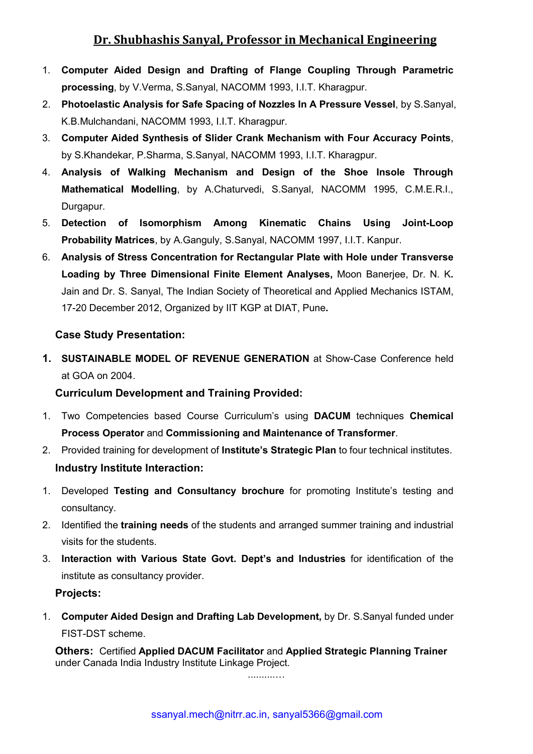## Dr. Shubhashis Sanyal, Professor in Mechanical Engineering

1. **Computer Aided Design and Drafting of Flange Coupling Through Parametric processing**, by V.Verma, S.Sanyal, NACOMM 1993, I.I.T. Kharagpur.
2. **Photoelastic Analysis for Safe Spacing of Nozzles In A Pressure Vessel**, by S.Sanyal, K.B.Mulchandani, NACOMM 1993, I.I.T. Kharagpur.
3. **Computer Aided Synthesis of Slider Crank Mechanism with Four Accuracy Points**, by S.Khandekar, P.Sharma, S.Sanyal, NACOMM 1993, I.I.T. Kharagpur.
4. **Analysis of Walking Mechanism and Design of the Shoe Insole Through Mathematical Modelling**, by A.Chaturvedi, S.Sanyal, NACOMM 1995, C.M.E.R.I., Durgapur.
5. **Detection of Isomorphism Among Kinematic Chains Using Joint-Loop Probability Matrices**, by A.Ganguly, S.Sanyal, NACOMM 1997, I.I.T. Kanpur.
6. **Analysis of Stress Concentration for Rectangular Plate with Hole under Transverse Loading by Three Dimensional Finite Element Analyses,** Moon Banerjee, Dr. N. K**.** Jain and Dr. S. Sanyal, The Indian Society of Theoretical and Applied Mechanics ISTAM, 17-20 December 2012, Organized by IIT KGP at DIAT, Pune**.**

### Case Study Presentation:

1. **SUSTAINABLE MODEL OF REVENUE GENERATION** at Show-Case Conference held at GOA on 2004.

### Curriculum Development and Training Provided:

1. Two Competencies based Course Curriculum's using **DACUM** techniques **Chemical Process Operator** and **Commissioning and Maintenance of Transformer**.
2. Provided training for development of **Institute's Strategic Plan** to four technical institutes.

### Industry Institute Interaction:

1. Developed **Testing and Consultancy brochure** for promoting Institute's testing and consultancy.
2. Identified the **training needs** of the students and arranged summer training and industrial visits for the students.
3. **Interaction with Various State Govt. Dept's and Industries** for identification of the institute as consultancy provider.

### Projects:

1. **Computer Aided Design and Drafting Lab Development,** by Dr. S.Sanyal funded under FIST-DST scheme.

**Others:** Certified **Applied DACUM Facilitator** and **Applied Strategic Planning Trainer** under Canada India Industry Institute Linkage Project.

...........

ssanyal.mech@nitrr.ac.in, sanyal5366@gmail.com